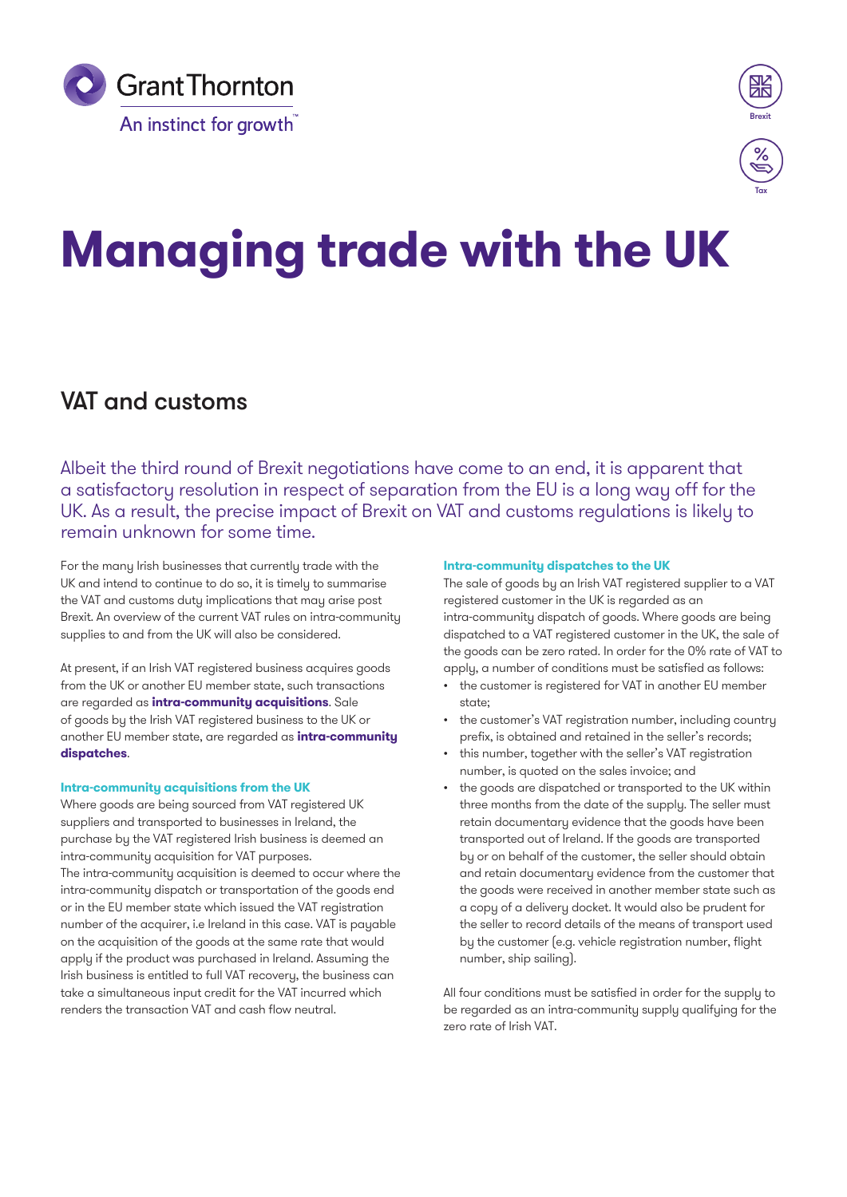# Managing trade with the UK

## VAT and customs

Albeit the third round of Brexit negotiations have come to an end, it is apparent that a satisfactory resolution in respect of separation from the EU is a long way off for the UK. As a result, the precise impact of Brexit on VAT and customs regulations is likely to remain unknown for some time.

For the many Irish businesses that currently trade with the UK and intend to continue to do so, it is timely to summarise the VAT and customs duty implications that may arise post Brexit. An overview of the current VAT rules on intra-community supplies to and from the UK will also be considered.

At present, if an Irish VAT registered business acquires goods from the UK or another EU member state, such transactions are regarded as **intra-community acquisitions**. Sale of goods by the Irish VAT registered business to the UK or another EU member state, are regarded as **intra-community dispatches**.

### Intra-community acquisitions from the UK

Where goods are being sourced from VAT registered UK suppliers and transported to businesses in Ireland, the purchase by the VAT registered Irish business is deemed an intra-community acquisition for VAT purposes.
The intra-community acquisition is deemed to occur where the intra-community dispatch or transportation of the goods end or in the EU member state which issued the VAT registration number of the acquirer, i.e Ireland in this case. VAT is payable on the acquisition of the goods at the same rate that would apply if the product was purchased in Ireland. Assuming the Irish business is entitled to full VAT recovery, the business can take a simultaneous input credit for the VAT incurred which renders the transaction VAT and cash flow neutral.

### Intra-community dispatches to the UK

The sale of goods by an Irish VAT registered supplier to a VAT registered customer in the UK is regarded as an intra-community dispatch of goods. Where goods are being dispatched to a VAT registered customer in the UK, the sale of the goods can be zero rated. In order for the 0% rate of VAT to apply, a number of conditions must be satisfied as follows:

- the customer is registered for VAT in another EU member state;
- the customer's VAT registration number, including country prefix, is obtained and retained in the seller's records;
- this number, together with the seller's VAT registration number, is quoted on the sales invoice; and
- the goods are dispatched or transported to the UK within three months from the date of the supply. The seller must retain documentary evidence that the goods have been transported out of Ireland. If the goods are transported by or on behalf of the customer, the seller should obtain and retain documentary evidence from the customer that the goods were received in another member state such as a copy of a delivery docket. It would also be prudent for the seller to record details of the means of transport used by the customer (e.g. vehicle registration number, flight number, ship sailing).

All four conditions must be satisfied in order for the supply to be regarded as an intra-community supply qualifying for the zero rate of Irish VAT.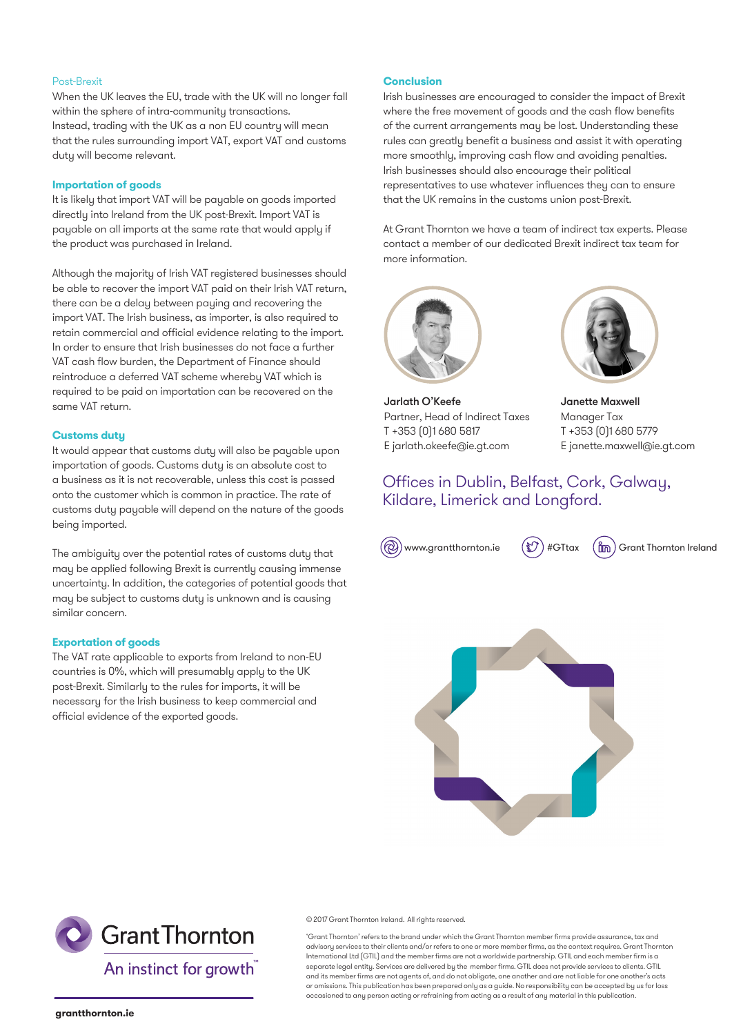### Post-Brexit

When the UK leaves the EU, trade with the UK will no longer fall within the sphere of intra-community transactions. Instead, trading with the UK as a non EU country will mean that the rules surrounding import VAT, export VAT and customs duty will become relevant.

### Importation of goods

It is likely that import VAT will be payable on goods imported directly into Ireland from the UK post-Brexit. Import VAT is payable on all imports at the same rate that would apply if the product was purchased in Ireland.

Although the majority of Irish VAT registered businesses should be able to recover the import VAT paid on their Irish VAT return, there can be a delay between paying and recovering the import VAT. The Irish business, as importer, is also required to retain commercial and official evidence relating to the import. In order to ensure that Irish businesses do not face a further VAT cash flow burden, the Department of Finance should reintroduce a deferred VAT scheme whereby VAT which is required to be paid on importation can be recovered on the same VAT return.

### Customs duty

It would appear that customs duty will also be payable upon importation of goods. Customs duty is an absolute cost to a business as it is not recoverable, unless this cost is passed onto the customer which is common in practice. The rate of customs duty payable will depend on the nature of the goods being imported.

The ambiguity over the potential rates of customs duty that may be applied following Brexit is currently causing immense uncertainty. In addition, the categories of potential goods that may be subject to customs duty is unknown and is causing similar concern.

### Exportation of goods

The VAT rate applicable to exports from Ireland to non-EU countries is 0%, which will presumably apply to the UK post-Brexit. Similarly to the rules for imports, it will be necessary for the Irish business to keep commercial and official evidence of the exported goods.

### Conclusion

Irish businesses are encouraged to consider the impact of Brexit where the free movement of goods and the cash flow benefits of the current arrangements may be lost. Understanding these rules can greatly benefit a business and assist it with operating more smoothly, improving cash flow and avoiding penalties. Irish businesses should also encourage their political representatives to use whatever influences they can to ensure that the UK remains in the customs union post-Brexit.

At Grant Thornton we have a team of indirect tax experts. Please contact a member of our dedicated Brexit indirect tax team for more information.

**Jarlath O'Keefe**
Partner, Head of Indirect Taxes
T +353 (0)1 680 5817
E jarlath.okeefe@ie.gt.com

**Janette Maxwell**
Manager Tax
T +353 (0)1 680 5779
E janette.maxwell@ie.gt.com

Offices in Dublin, Belfast, Cork, Galway, Kildare, Limerick and Longford.

www.grantthornton.ie #GTtax Grant Thornton Ireland

Grant Thornton
An instinct for growth™

© 2017 Grant Thornton Ireland. All rights reserved.

'Grant Thornton' refers to the brand under which the Grant Thornton member firms provide assurance, tax and advisory services to their clients and/or refers to one or more member firms, as the context requires. Grant Thornton International Ltd (GTIL) and the member firms are not a worldwide partnership. GTIL and each member firm is a separate legal entity. Services are delivered by the member firms. GTIL does not provide services to clients. GTIL and its member firms are not agents of, and do not obligate, one another and are not liable for one another's acts or omissions. This publication has been prepared only as a guide. No responsibility can be accepted by us for loss occasioned to any person acting or refraining from acting as a result of any material in this publication.

grantthornton.ie